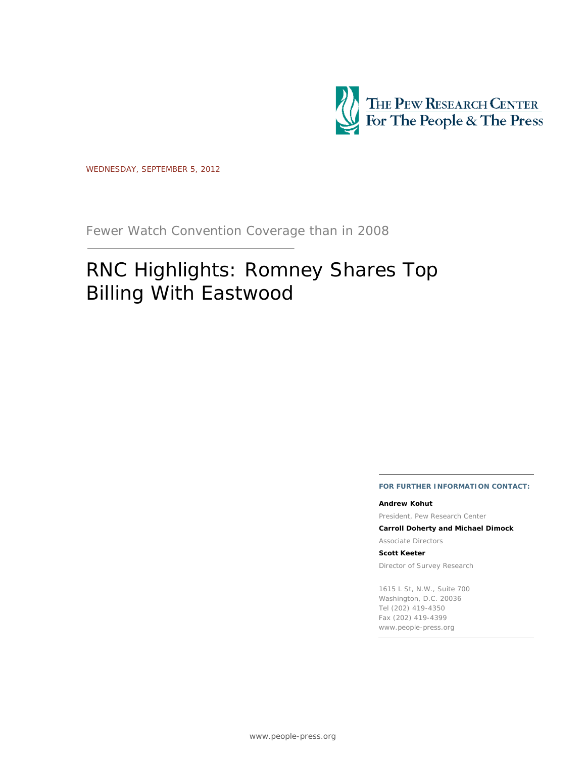THE PEW RESEARCH CENTER
For The People & The Press

WEDNESDAY, SEPTEMBER 5, 2012

Fewer Watch Convention Coverage than in 2008

# RNC Highlights: Romney Shares Top Billing With Eastwood

**FOR FURTHER INFORMATION CONTACT:**

**Andrew Kohut**
President, Pew Research Center

**Carroll Doherty and Michael Dimock**
Associate Directors

**Scott Keeter**
Director of Survey Research

1615 L St, N.W., Suite 700
Washington, D.C. 20036
Tel (202) 419-4350
Fax (202) 419-4399
www.people-press.org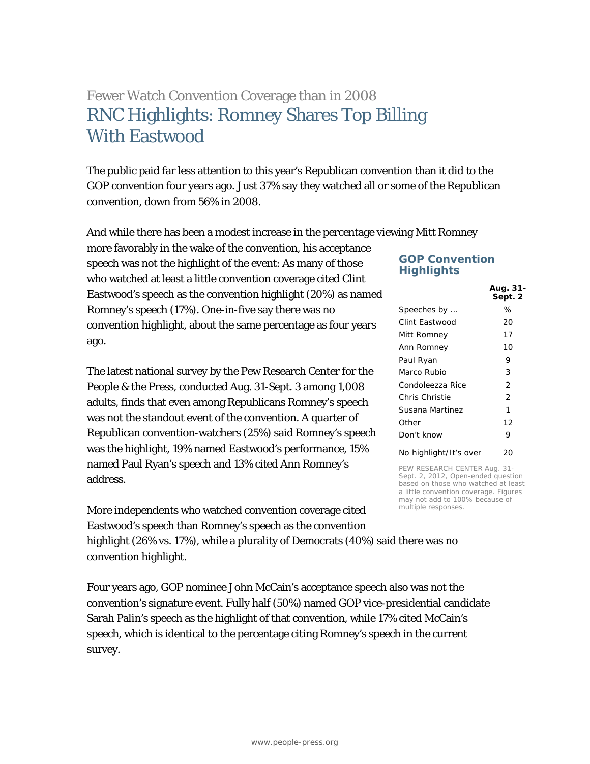Fewer Watch Convention Coverage than in 2008

# RNC Highlights: Romney Shares Top Billing With Eastwood

The public paid far less attention to this year's Republican convention than it did to the GOP convention four years ago. Just 37% say they watched all or some of the Republican convention, down from 56% in 2008.

And while there has been a modest increase in the percentage viewing Mitt Romney more favorably in the wake of the convention, his acceptance speech was not the highlight of the event: As many of those who watched at least a little convention coverage cited Clint Eastwood's speech as the convention highlight (20%) as named Romney's speech (17%). One-in-five say there was no convention highlight, about the same percentage as four years ago.

**GOP Convention Highlights**

| | Aug. 31-Sept. 2 |
|---|---|
| Speeches by … | % |
| Clint Eastwood | 20 |
| Mitt Romney | 17 |
| Ann Romney | 10 |
| Paul Ryan | 9 |
| Marco Rubio | 3 |
| Condoleezza Rice | 2 |
| Chris Christie | 2 |
| Susana Martinez | 1 |
| Other | 12 |
| Don't know | 9 |
| No highlight/It's over | 20 |

PEW RESEARCH CENTER Aug. 31-Sept. 2, 2012, Open-ended question based on those who watched at least a little convention coverage. Figures may not add to 100% because of multiple responses.

The latest national survey by the Pew Research Center for the People & the Press, conducted Aug. 31-Sept. 3 among 1,008 adults, finds that even among Republicans Romney's speech was not the standout event of the convention. A quarter of Republican convention-watchers (25%) said Romney's speech was the highlight, 19% named Eastwood's performance, 15% named Paul Ryan's speech and 13% cited Ann Romney's address.

More independents who watched convention coverage cited Eastwood's speech than Romney's speech as the convention highlight (26% vs. 17%), while a plurality of Democrats (40%) said there was no convention highlight.

Four years ago, GOP nominee John McCain's acceptance speech also was not the convention's signature event. Fully half (50%) named GOP vice-presidential candidate Sarah Palin's speech as the highlight of that convention, while 17% cited McCain's speech, which is identical to the percentage citing Romney's speech in the current survey.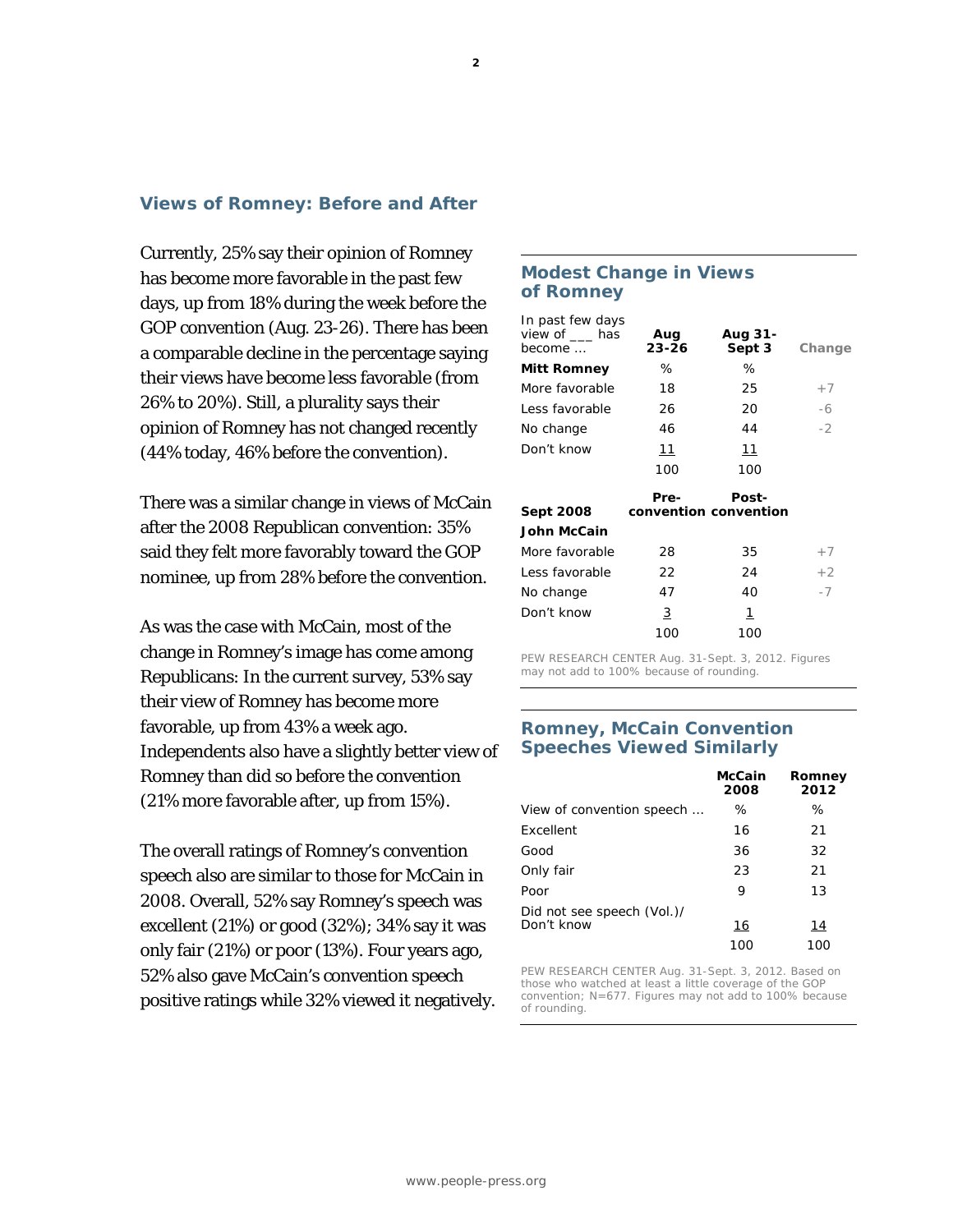## Views of Romney: Before and After

Currently, 25% say their opinion of Romney has become more favorable in the past few days, up from 18% during the week before the GOP convention (Aug. 23-26). There has been a comparable decline in the percentage saying their views have become less favorable (from 26% to 20%). Still, a plurality says their opinion of Romney has not changed recently (44% today, 46% before the convention).

There was a similar change in views of McCain after the 2008 Republican convention: 35% said they felt more favorably toward the GOP nominee, up from 28% before the convention.

As was the case with McCain, most of the change in Romney's image has come among Republicans: In the current survey, 53% say their view of Romney has become more favorable, up from 43% a week ago. Independents also have a slightly better view of Romney than did so before the convention (21% more favorable after, up from 15%).

The overall ratings of Romney's convention speech also are similar to those for McCain in 2008. Overall, 52% say Romney's speech was excellent (21%) or good (32%); 34% say it was only fair (21%) or poor (13%). Four years ago, 52% also gave McCain's convention speech positive ratings while 32% viewed it negatively.

### Modest Change in Views of Romney

| In past few days view of ___ has become ... | Aug 23-26 | Aug 31-Sept 3 | Change |
|---|---|---|---|
| **Mitt Romney** | % | % | |
| More favorable | 18 | 25 | +7 |
| Less favorable | 26 | 20 | -6 |
| No change | 46 | 44 | -2 |
| Don't know | 11 | 11 | |
| | 100 | 100 | |
| **Sept 2008** | **Pre-convention** | **Post-convention** | |
| **John McCain** | | | |
| More favorable | 28 | 35 | +7 |
| Less favorable | 22 | 24 | +2 |
| No change | 47 | 40 | -7 |
| Don't know | 3 | 1 | |
| | 100 | 100 | |

PEW RESEARCH CENTER Aug. 31-Sept. 3, 2012. Figures may not add to 100% because of rounding.

### Romney, McCain Convention Speeches Viewed Similarly

| | McCain 2008 | Romney 2012 |
|---|---|---|
| View of convention speech ... | % | % |
| Excellent | 16 | 21 |
| Good | 36 | 32 |
| Only fair | 23 | 21 |
| Poor | 9 | 13 |
| Did not see speech (Vol.)/ Don't know | 16 | 14 |
| | 100 | 100 |

PEW RESEARCH CENTER Aug. 31-Sept. 3, 2012. Based on those who watched at least a little coverage of the GOP convention; N=677. Figures may not add to 100% because of rounding.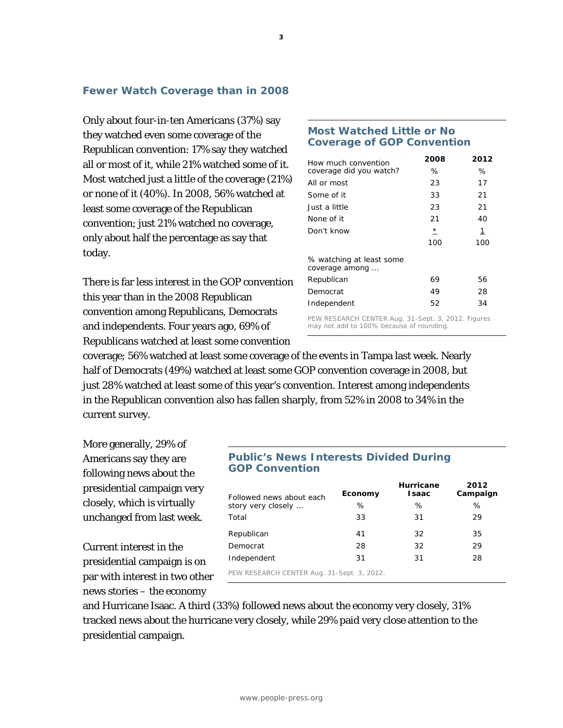## Fewer Watch Coverage than in 2008

Only about four-in-ten Americans (37%) say they watched even some coverage of the Republican convention: 17% say they watched all or most of it, while 21% watched some of it. Most watched just a little of the coverage (21%) or none of it (40%). In 2008, 56% watched at least some coverage of the Republican convention; just 21% watched no coverage, only about half the percentage as say that today.

### Most Watched Little or No Coverage of GOP Convention

| How much convention coverage did you watch? | 2008 | 2012 |
|---|---|---|
| | % | % |
| All or most | 23 | 17 |
| Some of it | 33 | 21 |
| Just a little | 23 | 21 |
| None of it | 21 | 40 |
| Don't know | * | 1 |
| | 100 | 100 |
| % watching at least some coverage among … | | |
| Republican | 69 | 56 |
| Democrat | 49 | 28 |
| Independent | 52 | 34 |

PEW RESEARCH CENTER Aug. 31-Sept. 3, 2012. Figures may not add to 100% because of rounding.

There is far less interest in the GOP convention this year than in the 2008 Republican convention among Republicans, Democrats and independents. Four years ago, 69% of Republicans watched at least some convention coverage; 56% watched at least some coverage of the events in Tampa last week. Nearly half of Democrats (49%) watched at least some GOP convention coverage in 2008, but just 28% watched at least some of this year's convention. Interest among independents in the Republican convention also has fallen sharply, from 52% in 2008 to 34% in the current survey.

More generally, 29% of Americans say they are following news about the presidential campaign very closely, which is virtually unchanged from last week.

Current interest in the presidential campaign is on par with interest in two other news stories – the economy and Hurricane Isaac. A third (33%) followed news about the economy very closely, 31% tracked news about the hurricane very closely, while 29% paid very close attention to the presidential campaign.

### Public's News Interests Divided During GOP Convention

| Followed news about each story very closely … | Economy | Hurricane Isaac | 2012 Campaign |
|---|---|---|---|
| | % | % | % |
| Total | 33 | 31 | 29 |
| Republican | 41 | 32 | 35 |
| Democrat | 28 | 32 | 29 |
| Independent | 31 | 31 | 28 |

PEW RESEARCH CENTER Aug. 31-Sept. 3, 2012.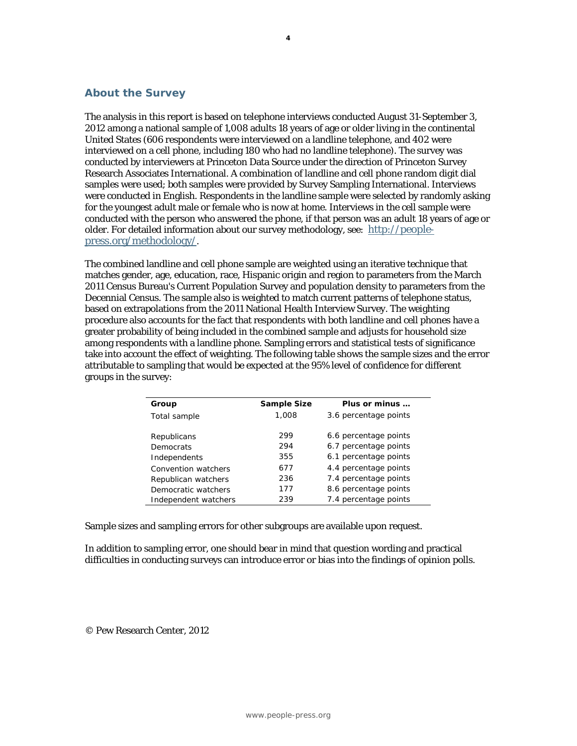## About the Survey

The analysis in this report is based on telephone interviews conducted August 31-September 3, 2012 among a national sample of 1,008 adults 18 years of age or older living in the continental United States (606 respondents were interviewed on a landline telephone, and 402 were interviewed on a cell phone, including 180 who had no landline telephone). The survey was conducted by interviewers at Princeton Data Source under the direction of Princeton Survey Research Associates International. A combination of landline and cell phone random digit dial samples were used; both samples were provided by Survey Sampling International. Interviews were conducted in English. Respondents in the landline sample were selected by randomly asking for the youngest adult male or female who is now at home. Interviews in the cell sample were conducted with the person who answered the phone, if that person was an adult 18 years of age or older. For detailed information about our survey methodology, see: [http://people-press.org/methodology/](http://people-press.org/methodology/).

The combined landline and cell phone sample are weighted using an iterative technique that matches gender, age, education, race, Hispanic origin and region to parameters from the March 2011 Census Bureau's Current Population Survey and population density to parameters from the Decennial Census. The sample also is weighted to match current patterns of telephone status, based on extrapolations from the 2011 National Health Interview Survey. The weighting procedure also accounts for the fact that respondents with both landline and cell phones have a greater probability of being included in the combined sample and adjusts for household size among respondents with a landline phone. Sampling errors and statistical tests of significance take into account the effect of weighting. The following table shows the sample sizes and the error attributable to sampling that would be expected at the 95% level of confidence for different groups in the survey:

| Group | Sample Size | Plus or minus … |
|---|---|---|
| Total sample | 1,008 | 3.6 percentage points |
| Republicans | 299 | 6.6 percentage points |
| Democrats | 294 | 6.7 percentage points |
| Independents | 355 | 6.1 percentage points |
| Convention watchers | 677 | 4.4 percentage points |
| Republican watchers | 236 | 7.4 percentage points |
| Democratic watchers | 177 | 8.6 percentage points |
| Independent watchers | 239 | 7.4 percentage points |

Sample sizes and sampling errors for other subgroups are available upon request.

In addition to sampling error, one should bear in mind that question wording and practical difficulties in conducting surveys can introduce error or bias into the findings of opinion polls.

© Pew Research Center, 2012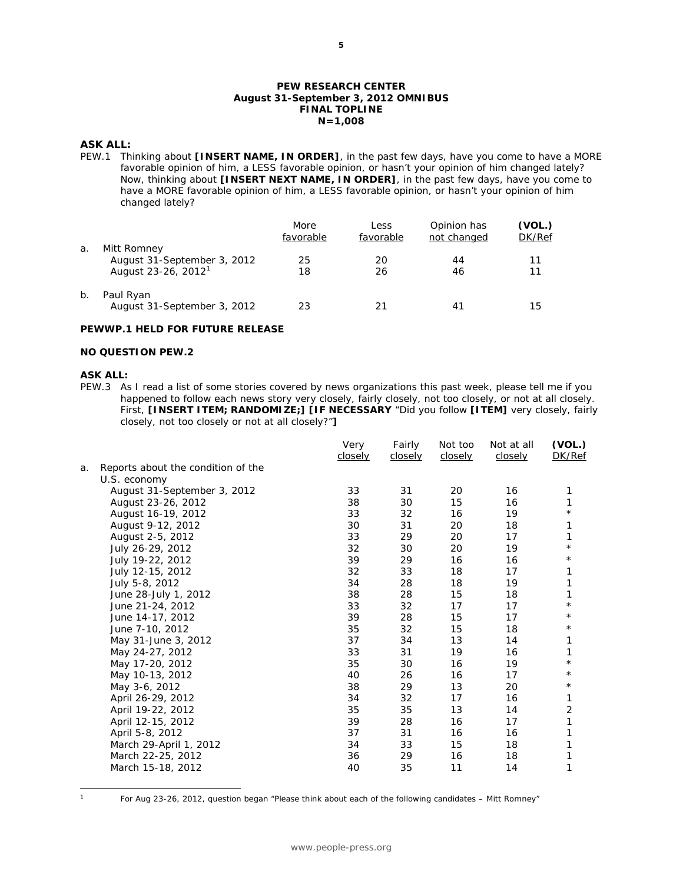**PEW RESEARCH CENTER**
**August 31-September 3, 2012 OMNIBUS**
**FINAL TOPLINE**
**N=1,008**

**ASK ALL:**

PEW.1 Thinking about **[INSERT NAME, IN ORDER]**, in the past few days, have you come to have a MORE favorable opinion of him, a LESS favorable opinion, or hasn't your opinion of him changed lately? Now, thinking about **[INSERT NEXT NAME, IN ORDER]**, in the past few days, have you come to have a MORE favorable opinion of him, a LESS favorable opinion, or hasn't your opinion of him changed lately?

| | More favorable | Less favorable | Opinion has not changed | (VOL.) DK/Ref |
|---|---|---|---|---|
| a. Mitt Romney | | | | |
| August 31-September 3, 2012 | 25 | 20 | 44 | 11 |
| August 23-26, 2012[1] | 18 | 26 | 46 | 11 |
| b. Paul Ryan | | | | |
| August 31-September 3, 2012 | 23 | 21 | 41 | 15 |

**PEWWP.1 HELD FOR FUTURE RELEASE**

**NO QUESTION PEW.2**

**ASK ALL:**

PEW.3 As I read a list of some stories covered by news organizations this past week, please tell me if you happened to follow each news story very closely, fairly closely, not too closely, or not at all closely. First, **[INSERT ITEM; RANDOMIZE;] [IF NECESSARY** "Did you follow **[ITEM]** very closely, fairly closely, not too closely or not at all closely?"**]**

| | Very closely | Fairly closely | Not too closely | Not at all closely | (VOL.) DK/Ref |
|---|---|---|---|---|---|
| a. Reports about the condition of the U.S. economy | | | | | |
| August 31-September 3, 2012 | 33 | 31 | 20 | 16 | 1 |
| August 23-26, 2012 | 38 | 30 | 15 | 16 | 1 |
| August 16-19, 2012 | 33 | 32 | 16 | 19 | * |
| August 9-12, 2012 | 30 | 31 | 20 | 18 | 1 |
| August 2-5, 2012 | 33 | 29 | 20 | 17 | 1 |
| July 26-29, 2012 | 32 | 30 | 20 | 19 | * |
| July 19-22, 2012 | 39 | 29 | 16 | 16 | * |
| July 12-15, 2012 | 32 | 33 | 18 | 17 | 1 |
| July 5-8, 2012 | 34 | 28 | 18 | 19 | 1 |
| June 28-July 1, 2012 | 38 | 28 | 15 | 18 | 1 |
| June 21-24, 2012 | 33 | 32 | 17 | 17 | * |
| June 14-17, 2012 | 39 | 28 | 15 | 17 | * |
| June 7-10, 2012 | 35 | 32 | 15 | 18 | * |
| May 31-June 3, 2012 | 37 | 34 | 13 | 14 | 1 |
| May 24-27, 2012 | 33 | 31 | 19 | 16 | 1 |
| May 17-20, 2012 | 35 | 30 | 16 | 19 | * |
| May 10-13, 2012 | 40 | 26 | 16 | 17 | * |
| May 3-6, 2012 | 38 | 29 | 13 | 20 | * |
| April 26-29, 2012 | 34 | 32 | 17 | 16 | 1 |
| April 19-22, 2012 | 35 | 35 | 13 | 14 | 2 |
| April 12-15, 2012 | 39 | 28 | 16 | 17 | 1 |
| April 5-8, 2012 | 37 | 31 | 16 | 16 | 1 |
| March 29-April 1, 2012 | 34 | 33 | 15 | 18 | 1 |
| March 22-25, 2012 | 36 | 29 | 16 | 18 | 1 |
| March 15-18, 2012 | 40 | 35 | 11 | 14 | 1 |

[1] For Aug 23-26, 2012, question began "Please think about each of the following candidates – Mitt Romney"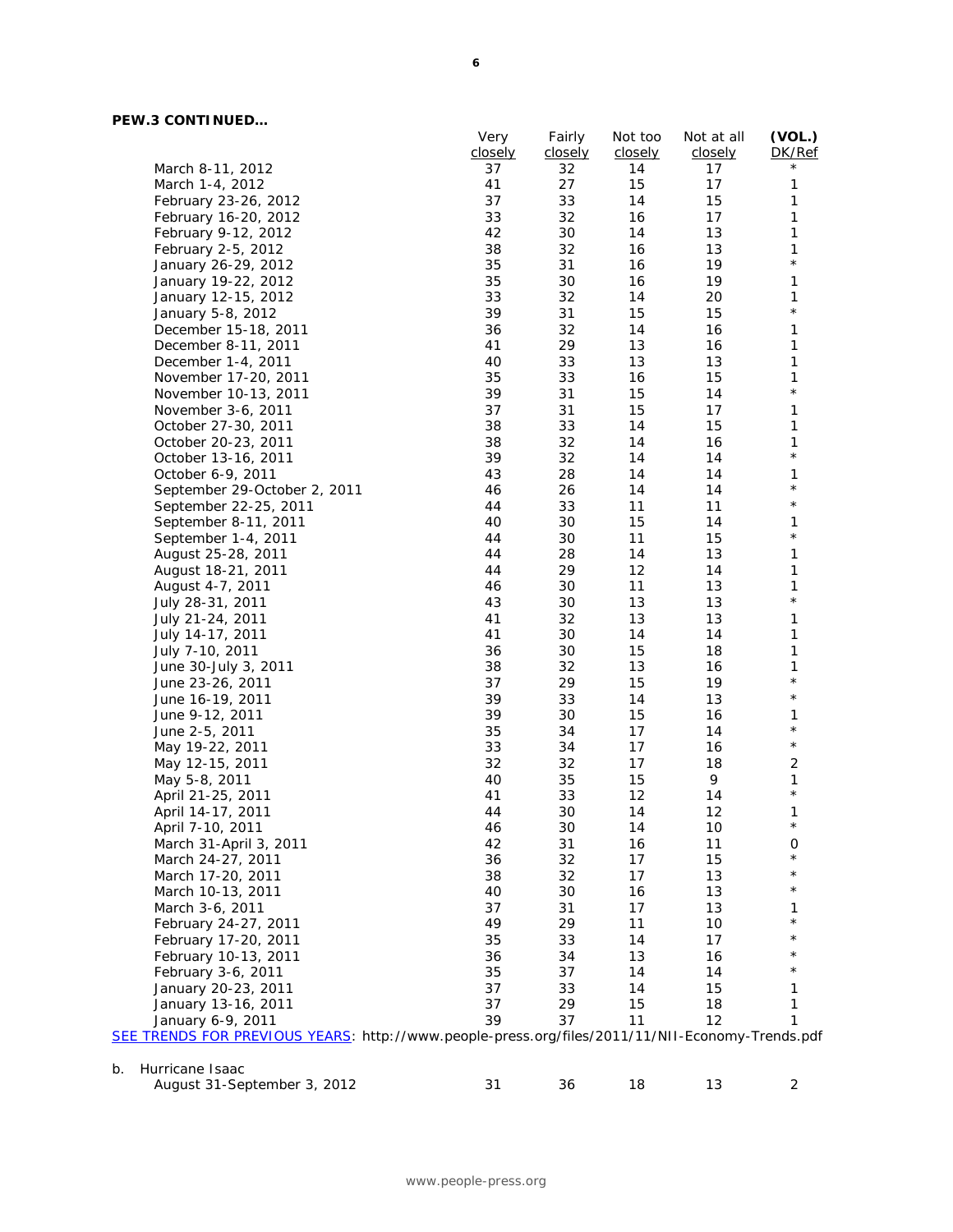**PEW.3 CONTINUED…**

| | Very closely | Fairly closely | Not too closely | Not at all closely | (VOL.) DK/Ref |
|---|---|---|---|---|---|
| March 8-11, 2012 | 37 | 32 | 14 | 17 | * |
| March 1-4, 2012 | 41 | 27 | 15 | 17 | 1 |
| February 23-26, 2012 | 37 | 33 | 14 | 15 | 1 |
| February 16-20, 2012 | 33 | 32 | 16 | 17 | 1 |
| February 9-12, 2012 | 42 | 30 | 14 | 13 | 1 |
| February 2-5, 2012 | 38 | 32 | 16 | 13 | 1 |
| January 26-29, 2012 | 35 | 31 | 16 | 19 | * |
| January 19-22, 2012 | 35 | 30 | 16 | 19 | 1 |
| January 12-15, 2012 | 33 | 32 | 14 | 20 | 1 |
| January 5-8, 2012 | 39 | 31 | 15 | 15 | * |
| December 15-18, 2011 | 36 | 32 | 14 | 16 | 1 |
| December 8-11, 2011 | 41 | 29 | 13 | 16 | 1 |
| December 1-4, 2011 | 40 | 33 | 13 | 13 | 1 |
| November 17-20, 2011 | 35 | 33 | 16 | 15 | 1 |
| November 10-13, 2011 | 39 | 31 | 15 | 14 | * |
| November 3-6, 2011 | 37 | 31 | 15 | 17 | 1 |
| October 27-30, 2011 | 38 | 33 | 14 | 15 | 1 |
| October 20-23, 2011 | 38 | 32 | 14 | 16 | 1 |
| October 13-16, 2011 | 39 | 32 | 14 | 14 | * |
| October 6-9, 2011 | 43 | 28 | 14 | 14 | 1 |
| September 29-October 2, 2011 | 46 | 26 | 14 | 14 | * |
| September 22-25, 2011 | 44 | 33 | 11 | 11 | * |
| September 8-11, 2011 | 40 | 30 | 15 | 14 | 1 |
| September 1-4, 2011 | 44 | 30 | 11 | 15 | * |
| August 25-28, 2011 | 44 | 28 | 14 | 13 | 1 |
| August 18-21, 2011 | 44 | 29 | 12 | 14 | 1 |
| August 4-7, 2011 | 46 | 30 | 11 | 13 | 1 |
| July 28-31, 2011 | 43 | 30 | 13 | 13 | * |
| July 21-24, 2011 | 41 | 32 | 13 | 13 | 1 |
| July 14-17, 2011 | 41 | 30 | 14 | 14 | 1 |
| July 7-10, 2011 | 36 | 30 | 15 | 18 | 1 |
| June 30-July 3, 2011 | 38 | 32 | 13 | 16 | 1 |
| June 23-26, 2011 | 37 | 29 | 15 | 19 | * |
| June 16-19, 2011 | 39 | 33 | 14 | 13 | * |
| June 9-12, 2011 | 39 | 30 | 15 | 16 | 1 |
| June 2-5, 2011 | 35 | 34 | 17 | 14 | * |
| May 19-22, 2011 | 33 | 34 | 17 | 16 | * |
| May 12-15, 2011 | 32 | 32 | 17 | 18 | 2 |
| May 5-8, 2011 | 40 | 35 | 15 | 9 | 1 |
| April 21-25, 2011 | 41 | 33 | 12 | 14 | * |
| April 14-17, 2011 | 44 | 30 | 14 | 12 | 1 |
| April 7-10, 2011 | 46 | 30 | 14 | 10 | * |
| March 31-April 3, 2011 | 42 | 31 | 16 | 11 | 0 |
| March 24-27, 2011 | 36 | 32 | 17 | 15 | * |
| March 17-20, 2011 | 38 | 32 | 17 | 13 | * |
| March 10-13, 2011 | 40 | 30 | 16 | 13 | * |
| March 3-6, 2011 | 37 | 31 | 17 | 13 | 1 |
| February 24-27, 2011 | 49 | 29 | 11 | 10 | * |
| February 17-20, 2011 | 35 | 33 | 14 | 17 | * |
| February 10-13, 2011 | 36 | 34 | 13 | 16 | * |
| February 3-6, 2011 | 35 | 37 | 14 | 14 | * |
| January 20-23, 2011 | 37 | 33 | 14 | 15 | 1 |
| January 13-16, 2011 | 37 | 29 | 15 | 18 | 1 |
| January 6-9, 2011 | 39 | 37 | 11 | 12 | 1 |

SEE TRENDS FOR PREVIOUS YEARS: http://www.people-press.org/files/2011/11/NII-Economy-Trends.pdf

| | Very closely | Fairly closely | Not too closely | Not at all closely | (VOL.) DK/Ref |
|---|---|---|---|---|---|
| b. Hurricane Isaac | | | | | |
| August 31-September 3, 2012 | 31 | 36 | 18 | 13 | 2 |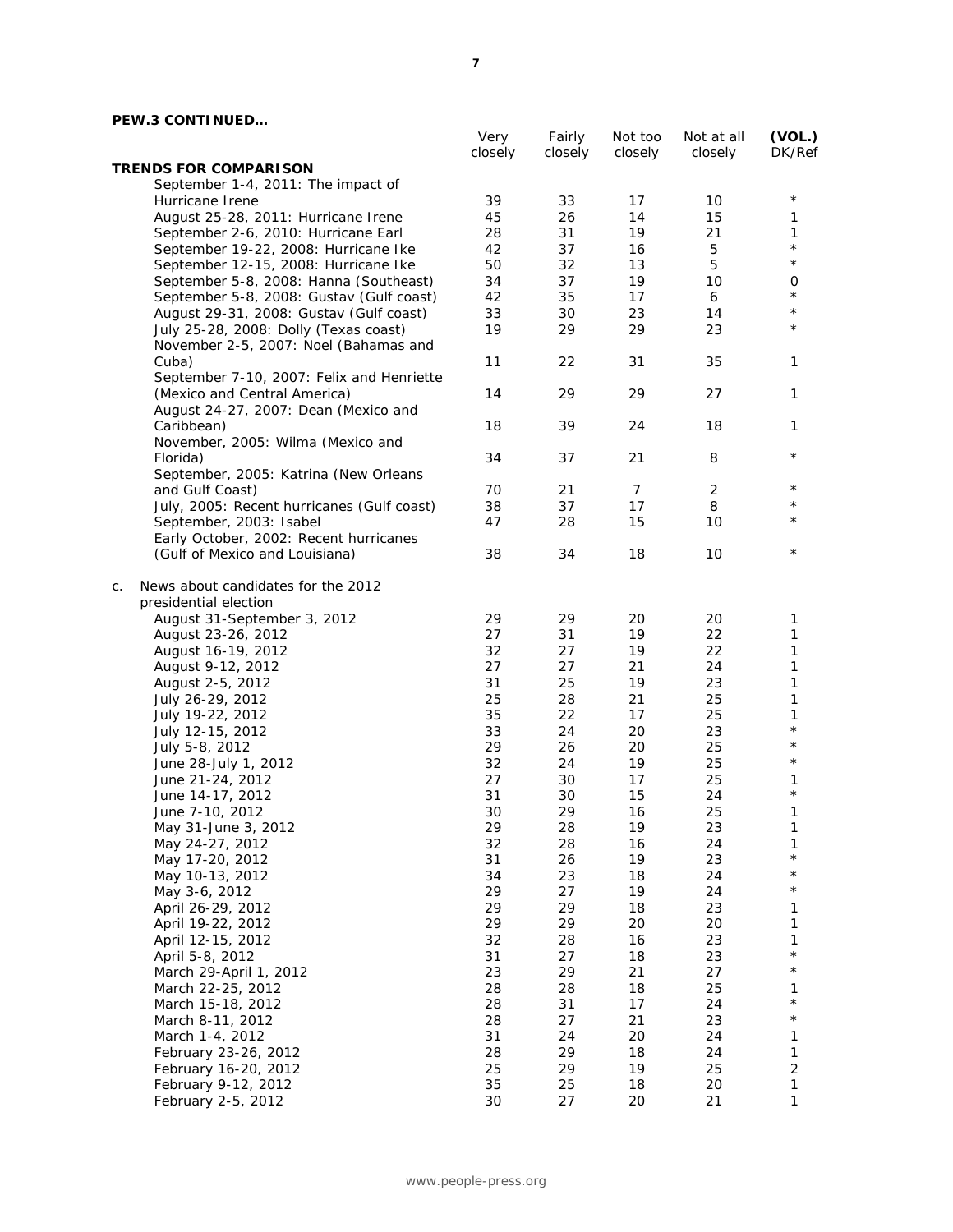**PEW.3 CONTINUED…**

| | Very closely | Fairly closely | Not too closely | Not at all closely | (VOL.) DK/Ref |
|---|---|---|---|---|---|
| **TRENDS FOR COMPARISON** | | | | | |
| September 1-4, 2011: The impact of Hurricane Irene | 39 | 33 | 17 | 10 | * |
| August 25-28, 2011: Hurricane Irene | 45 | 26 | 14 | 15 | 1 |
| September 2-6, 2010: Hurricane Earl | 28 | 31 | 19 | 21 | 1 |
| September 19-22, 2008: Hurricane Ike | 42 | 37 | 16 | 5 | * |
| September 12-15, 2008: Hurricane Ike | 50 | 32 | 13 | 5 | * |
| September 5-8, 2008: Hanna (Southeast) | 34 | 37 | 19 | 10 | 0 |
| September 5-8, 2008: Gustav (Gulf coast) | 42 | 35 | 17 | 6 | * |
| August 29-31, 2008: Gustav (Gulf coast) | 33 | 30 | 23 | 14 | * |
| July 25-28, 2008: Dolly (Texas coast) | 19 | 29 | 29 | 23 | * |
| November 2-5, 2007: Noel (Bahamas and Cuba) | 11 | 22 | 31 | 35 | 1 |
| September 7-10, 2007: Felix and Henriette (Mexico and Central America) | 14 | 29 | 29 | 27 | 1 |
| August 24-27, 2007: Dean (Mexico and Caribbean) | 18 | 39 | 24 | 18 | 1 |
| November, 2005: Wilma (Mexico and Florida) | 34 | 37 | 21 | 8 | * |
| September, 2005: Katrina (New Orleans and Gulf Coast) | 70 | 21 | 7 | 2 | * |
| July, 2005: Recent hurricanes (Gulf coast) | 38 | 37 | 17 | 8 | * |
| September, 2003: Isabel | 47 | 28 | 15 | 10 | * |
| Early October, 2002: Recent hurricanes (Gulf of Mexico and Louisiana) | 38 | 34 | 18 | 10 | * |
| c. News about candidates for the 2012 presidential election | | | | | |
| August 31-September 3, 2012 | 29 | 29 | 20 | 20 | 1 |
| August 23-26, 2012 | 27 | 31 | 19 | 22 | 1 |
| August 16-19, 2012 | 32 | 27 | 19 | 22 | 1 |
| August 9-12, 2012 | 27 | 27 | 21 | 24 | 1 |
| August 2-5, 2012 | 31 | 25 | 19 | 23 | 1 |
| July 26-29, 2012 | 25 | 28 | 21 | 25 | 1 |
| July 19-22, 2012 | 35 | 22 | 17 | 25 | 1 |
| July 12-15, 2012 | 33 | 24 | 20 | 23 | * |
| July 5-8, 2012 | 29 | 26 | 20 | 25 | * |
| June 28-July 1, 2012 | 32 | 24 | 19 | 25 | * |
| June 21-24, 2012 | 27 | 30 | 17 | 25 | 1 |
| June 14-17, 2012 | 31 | 30 | 15 | 24 | * |
| June 7-10, 2012 | 30 | 29 | 16 | 25 | 1 |
| May 31-June 3, 2012 | 29 | 28 | 19 | 23 | 1 |
| May 24-27, 2012 | 32 | 28 | 16 | 24 | 1 |
| May 17-20, 2012 | 31 | 26 | 19 | 23 | * |
| May 10-13, 2012 | 34 | 23 | 18 | 24 | * |
| May 3-6, 2012 | 29 | 27 | 19 | 24 | * |
| April 26-29, 2012 | 29 | 29 | 18 | 23 | 1 |
| April 19-22, 2012 | 29 | 29 | 20 | 20 | 1 |
| April 12-15, 2012 | 32 | 28 | 16 | 23 | 1 |
| April 5-8, 2012 | 31 | 27 | 18 | 23 | * |
| March 29-April 1, 2012 | 23 | 29 | 21 | 27 | * |
| March 22-25, 2012 | 28 | 28 | 18 | 25 | 1 |
| March 15-18, 2012 | 28 | 31 | 17 | 24 | * |
| March 8-11, 2012 | 28 | 27 | 21 | 23 | * |
| March 1-4, 2012 | 31 | 24 | 20 | 24 | 1 |
| February 23-26, 2012 | 28 | 29 | 18 | 24 | 1 |
| February 16-20, 2012 | 25 | 29 | 19 | 25 | 2 |
| February 9-12, 2012 | 35 | 25 | 18 | 20 | 1 |
| February 2-5, 2012 | 30 | 27 | 20 | 21 | 1 |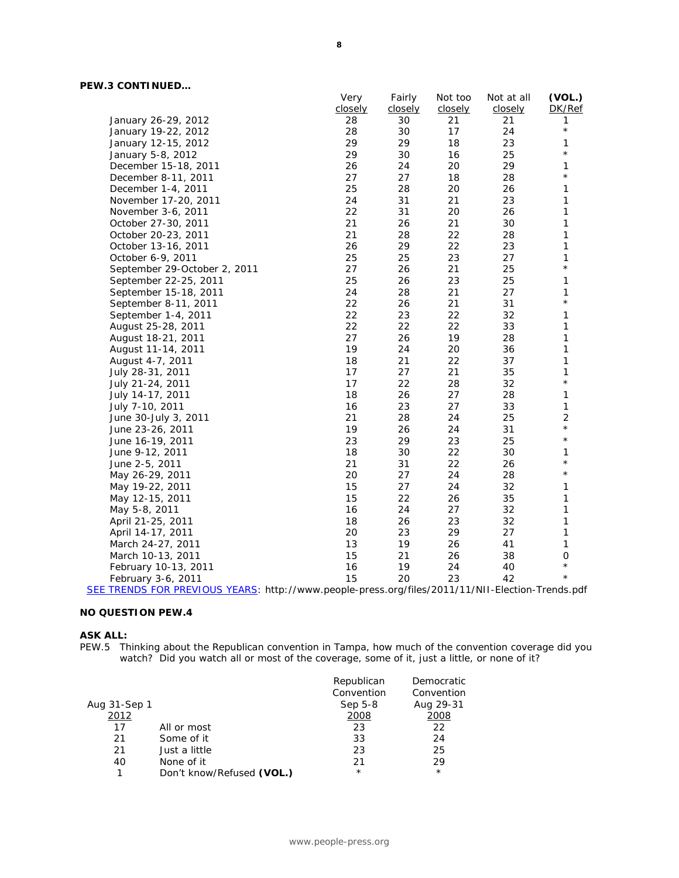**PEW.3 CONTINUED…**

| | Very closely | Fairly closely | Not too closely | Not at all closely | (VOL.) DK/Ref |
|---|---|---|---|---|---|
| January 26-29, 2012 | 28 | 30 | 21 | 21 | 1 |
| January 19-22, 2012 | 28 | 30 | 17 | 24 | * |
| January 12-15, 2012 | 29 | 29 | 18 | 23 | 1 |
| January 5-8, 2012 | 29 | 30 | 16 | 25 | * |
| December 15-18, 2011 | 26 | 24 | 20 | 29 | 1 |
| December 8-11, 2011 | 27 | 27 | 18 | 28 | * |
| December 1-4, 2011 | 25 | 28 | 20 | 26 | 1 |
| November 17-20, 2011 | 24 | 31 | 21 | 23 | 1 |
| November 3-6, 2011 | 22 | 31 | 20 | 26 | 1 |
| October 27-30, 2011 | 21 | 26 | 21 | 30 | 1 |
| October 20-23, 2011 | 21 | 28 | 22 | 28 | 1 |
| October 13-16, 2011 | 26 | 29 | 22 | 23 | 1 |
| October 6-9, 2011 | 25 | 25 | 23 | 27 | 1 |
| September 29-October 2, 2011 | 27 | 26 | 21 | 25 | * |
| September 22-25, 2011 | 25 | 26 | 23 | 25 | 1 |
| September 15-18, 2011 | 24 | 28 | 21 | 27 | 1 |
| September 8-11, 2011 | 22 | 26 | 21 | 31 | * |
| September 1-4, 2011 | 22 | 23 | 22 | 32 | 1 |
| August 25-28, 2011 | 22 | 22 | 22 | 33 | 1 |
| August 18-21, 2011 | 27 | 26 | 19 | 28 | 1 |
| August 11-14, 2011 | 19 | 24 | 20 | 36 | 1 |
| August 4-7, 2011 | 18 | 21 | 22 | 37 | 1 |
| July 28-31, 2011 | 17 | 27 | 21 | 35 | 1 |
| July 21-24, 2011 | 17 | 22 | 28 | 32 | * |
| July 14-17, 2011 | 18 | 26 | 27 | 28 | 1 |
| July 7-10, 2011 | 16 | 23 | 27 | 33 | 1 |
| June 30-July 3, 2011 | 21 | 28 | 24 | 25 | 2 |
| June 23-26, 2011 | 19 | 26 | 24 | 31 | * |
| June 16-19, 2011 | 23 | 29 | 23 | 25 | * |
| June 9-12, 2011 | 18 | 30 | 22 | 30 | 1 |
| June 2-5, 2011 | 21 | 31 | 22 | 26 | * |
| May 26-29, 2011 | 20 | 27 | 24 | 28 | * |
| May 19-22, 2011 | 15 | 27 | 24 | 32 | 1 |
| May 12-15, 2011 | 15 | 22 | 26 | 35 | 1 |
| May 5-8, 2011 | 16 | 24 | 27 | 32 | 1 |
| April 21-25, 2011 | 18 | 26 | 23 | 32 | 1 |
| April 14-17, 2011 | 20 | 23 | 29 | 27 | 1 |
| March 24-27, 2011 | 13 | 19 | 26 | 41 | 1 |
| March 10-13, 2011 | 15 | 21 | 26 | 38 | 0 |
| February 10-13, 2011 | 16 | 19 | 24 | 40 | * |
| February 3-6, 2011 | 15 | 20 | 23 | 42 | * |

SEE TRENDS FOR PREVIOUS YEARS: http://www.people-press.org/files/2011/11/NII-Election-Trends.pdf

**NO QUESTION PEW.4**

**ASK ALL:**

PEW.5 Thinking about the Republican convention in Tampa, how much of the convention coverage did you watch? Did you watch all or most of the coverage, some of it, just a little, or none of it?

| Aug 31-Sep 1 2012 | | Republican Convention Sep 5-8 2008 | Democratic Convention Aug 29-31 2008 |
|---|---|---|---|
| 17 | All or most | 23 | 22 |
| 21 | Some of it | 33 | 24 |
| 21 | Just a little | 23 | 25 |
| 40 | None of it | 21 | 29 |
| 1 | Don't know/Refused **(VOL.)** | * | * |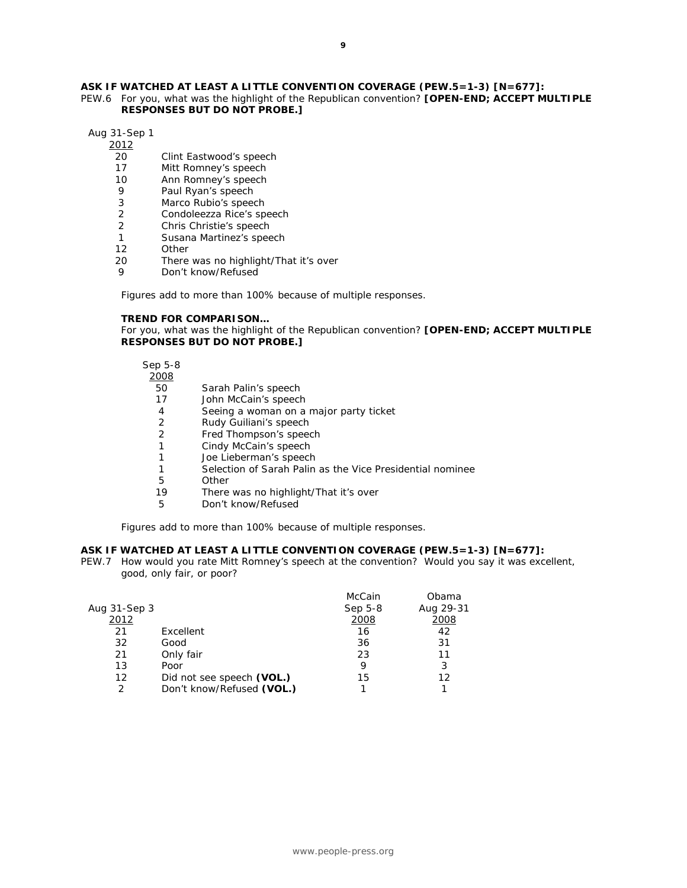**ASK IF WATCHED AT LEAST A LITTLE CONVENTION COVERAGE (PEW.5=1-3) [N=677]:**

PEW.6 For you, what was the highlight of the Republican convention? **[OPEN-END; ACCEPT MULTIPLE RESPONSES BUT DO NOT PROBE.]**

| Aug 31-Sep 1 2012 | |
|---|---|
| 20 | Clint Eastwood's speech |
| 17 | Mitt Romney's speech |
| 10 | Ann Romney's speech |
| 9 | Paul Ryan's speech |
| 3 | Marco Rubio's speech |
| 2 | Condoleezza Rice's speech |
| 2 | Chris Christie's speech |
| 1 | Susana Martinez's speech |
| 12 | Other |
| 20 | There was no highlight/That it's over |
| 9 | Don't know/Refused |

Figures add to more than 100% because of multiple responses.

**TREND FOR COMPARISON…**

For you, what was the highlight of the Republican convention? **[OPEN-END; ACCEPT MULTIPLE RESPONSES BUT DO NOT PROBE.]**

| Sep 5-8 2008 | |
|---|---|
| 50 | Sarah Palin's speech |
| 17 | John McCain's speech |
| 4 | Seeing a woman on a major party ticket |
| 2 | Rudy Guiliani's speech |
| 2 | Fred Thompson's speech |
| 1 | Cindy McCain's speech |
| 1 | Joe Lieberman's speech |
| 1 | Selection of Sarah Palin as the Vice Presidential nominee |
| 5 | Other |
| 19 | There was no highlight/That it's over |
| 5 | Don't know/Refused |

Figures add to more than 100% because of multiple responses.

**ASK IF WATCHED AT LEAST A LITTLE CONVENTION COVERAGE (PEW.5=1-3) [N=677]:**

PEW.7 How would you rate Mitt Romney's speech at the convention? Would you say it was excellent, good, only fair, or poor?

| Aug 31-Sep 3 2012 | | McCain Sep 5-8 2008 | Obama Aug 29-31 2008 |
|---|---|---|---|
| 21 | Excellent | 16 | 42 |
| 32 | Good | 36 | 31 |
| 21 | Only fair | 23 | 11 |
| 13 | Poor | 9 | 3 |
| 12 | Did not see speech **(VOL.)** | 15 | 12 |
| 2 | Don't know/Refused **(VOL.)** | 1 | 1 |